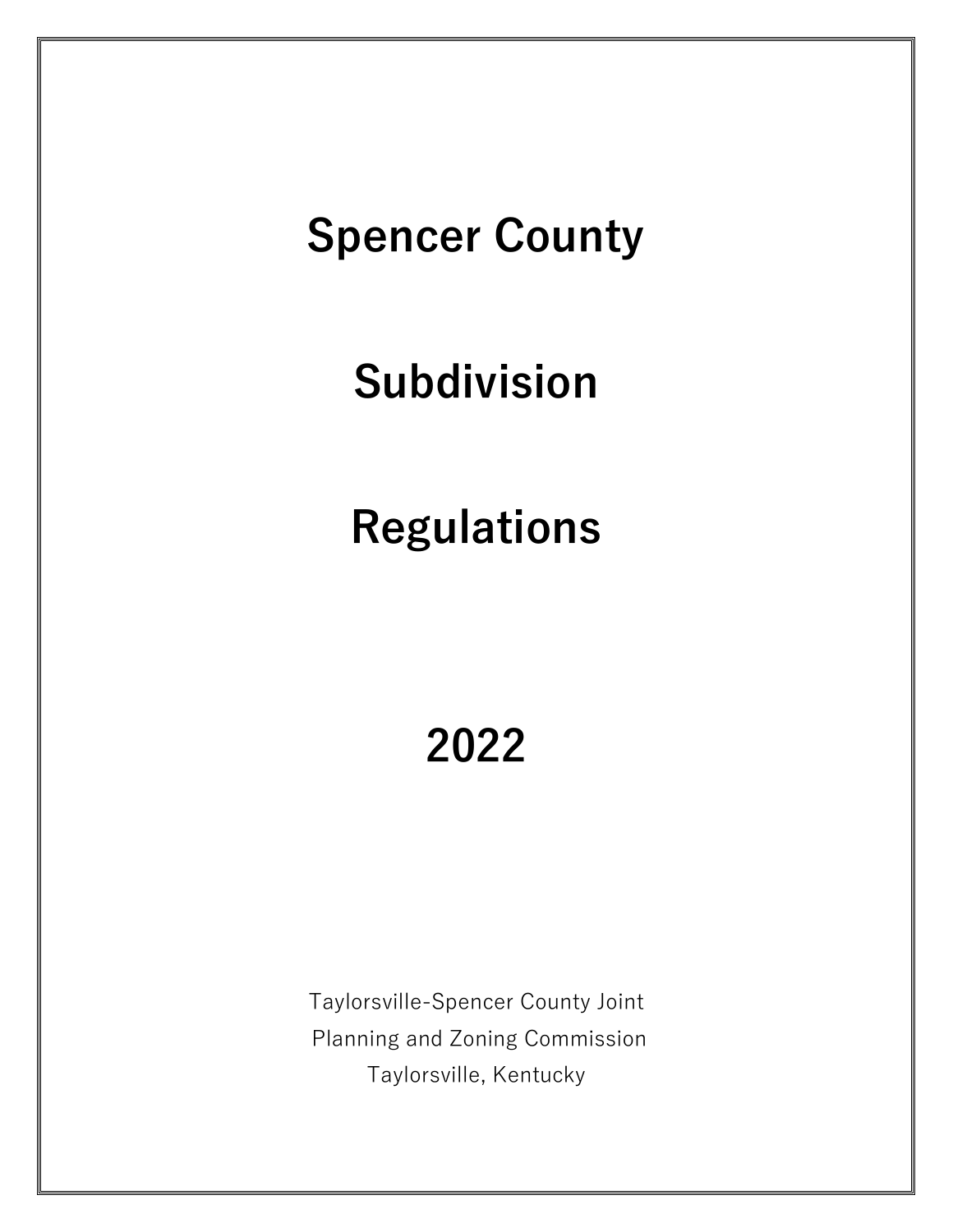# Spencer County

# Subdivision

# Regulations

# 2022

Taylorsville-Spencer County Joint
Planning and Zoning Commission
Taylorsville, Kentucky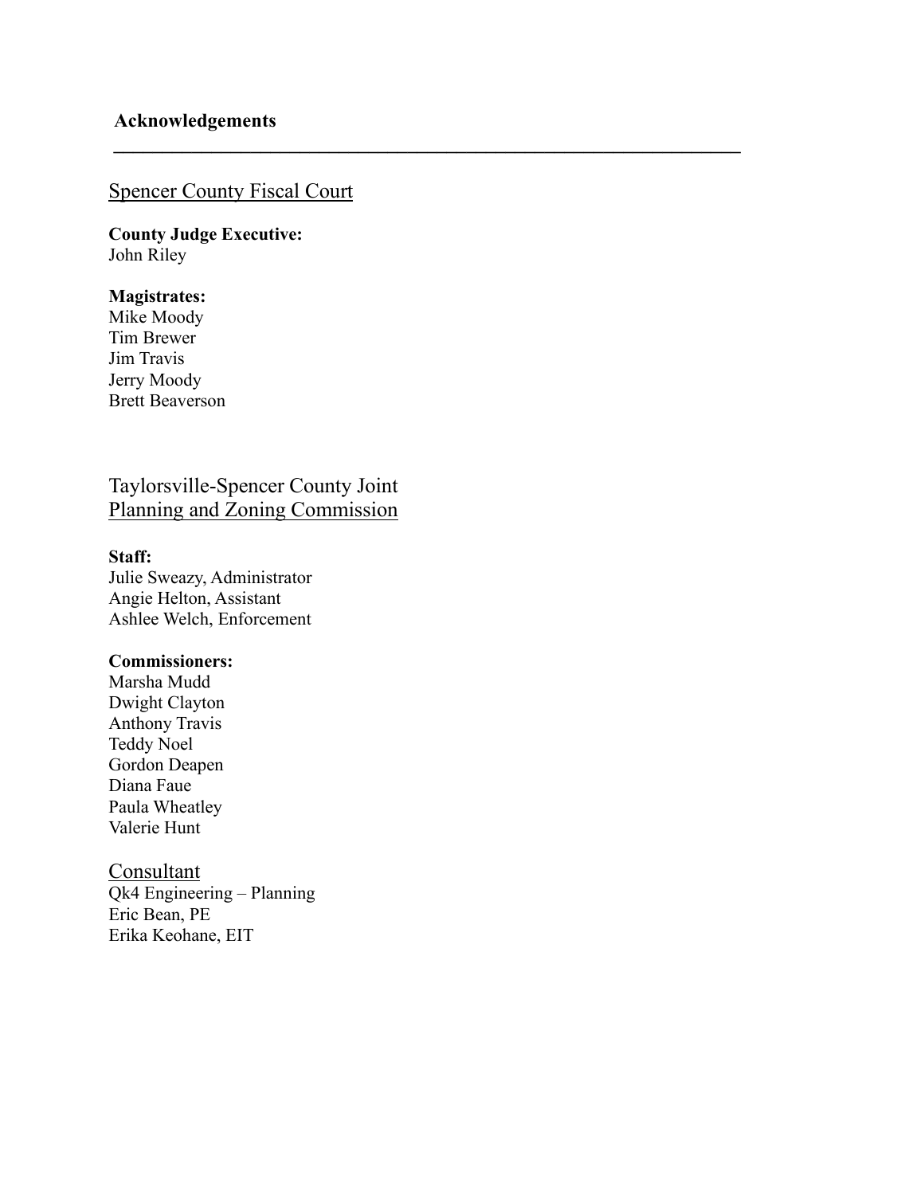# Acknowledgements

## Spencer County Fiscal Court

**County Judge Executive:**
John Riley

**Magistrates:**
Mike Moody
Tim Brewer
Jim Travis
Jerry Moody
Brett Beaverson

## Taylorsville-Spencer County Joint Planning and Zoning Commission

**Staff:**
Julie Sweazy, Administrator
Angie Helton, Assistant
Ashlee Welch, Enforcement

**Commissioners:**
Marsha Mudd
Dwight Clayton
Anthony Travis
Teddy Noel
Gordon Deapen
Diana Faue
Paula Wheatley
Valerie Hunt

## Consultant

Qk4 Engineering – Planning
Eric Bean, PE
Erika Keohane, EIT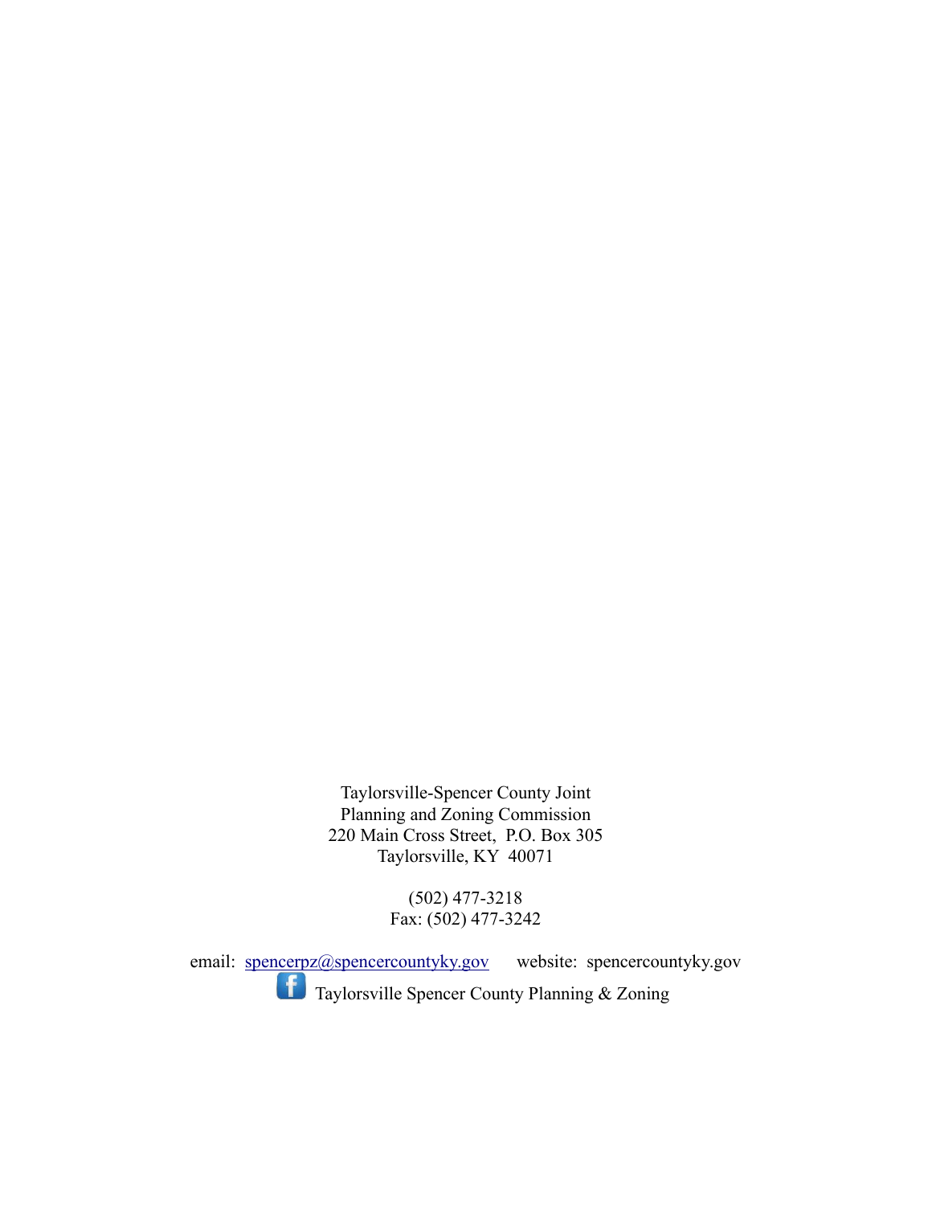Taylorsville-Spencer County Joint
Planning and Zoning Commission
220 Main Cross Street, P.O. Box 305
Taylorsville, KY 40071

(502) 477-3218
Fax: (502) 477-3242

email: [spencerpz@spencercountyky.gov](mailto:spencerpz@spencercountyky.gov) website: spencercountyky.gov

Taylorsville Spencer County Planning & Zoning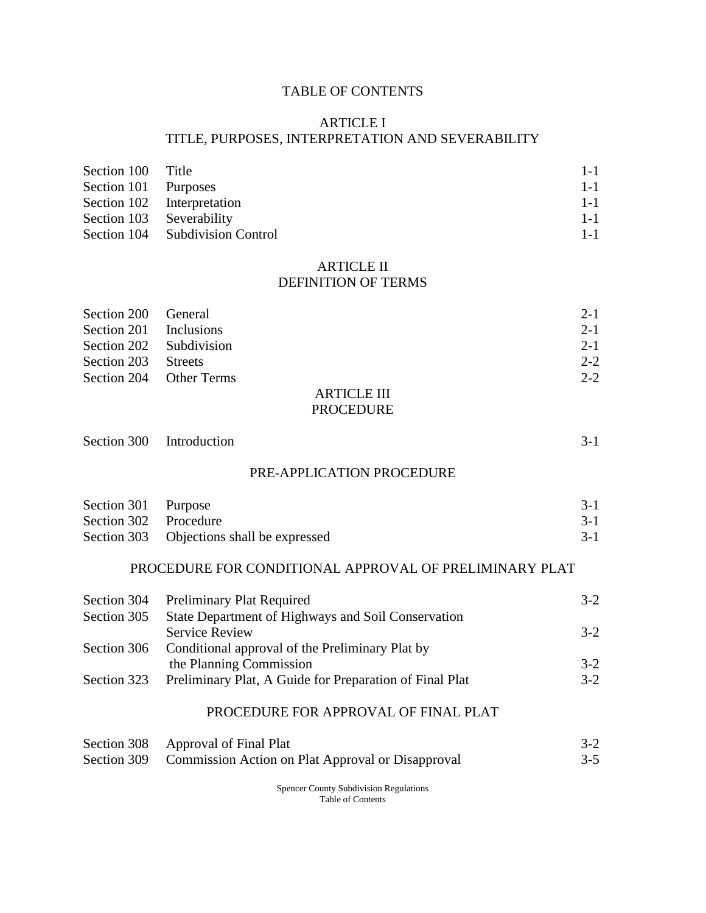# TABLE OF CONTENTS

## ARTICLE I
## TITLE, PURPOSES, INTERPRETATION AND SEVERABILITY

| | | |
|---|---|---|
| Section 100 | Title | 1-1 |
| Section 101 | Purposes | 1-1 |
| Section 102 | Interpretation | 1-1 |
| Section 103 | Severability | 1-1 |
| Section 104 | Subdivision Control | 1-1 |

## ARTICLE II
## DEFINITION OF TERMS

| | | |
|---|---|---|
| Section 200 | General | 2-1 |
| Section 201 | Inclusions | 2-1 |
| Section 202 | Subdivision | 2-1 |
| Section 203 | Streets | 2-2 |
| Section 204 | Other Terms | 2-2 |

## ARTICLE III
## PROCEDURE

| | | |
|---|---|---|
| Section 300 | Introduction | 3-1 |

### PRE-APPLICATION PROCEDURE

| | | |
|---|---|---|
| Section 301 | Purpose | 3-1 |
| Section 302 | Procedure | 3-1 |
| Section 303 | Objections shall be expressed | 3-1 |

### PROCEDURE FOR CONDITIONAL APPROVAL OF PRELIMINARY PLAT

| | | |
|---|---|---|
| Section 304 | Preliminary Plat Required | 3-2 |
| Section 305 | State Department of Highways and Soil Conservation Service Review | 3-2 |
| Section 306 | Conditional approval of the Preliminary Plat by the Planning Commission | 3-2 |
| Section 323 | Preliminary Plat, A Guide for Preparation of Final Plat | 3-2 |

### PROCEDURE FOR APPROVAL OF FINAL PLAT

| | | |
|---|---|---|
| Section 308 | Approval of Final Plat | 3-2 |
| Section 309 | Commission Action on Plat Approval or Disapproval | 3-5 |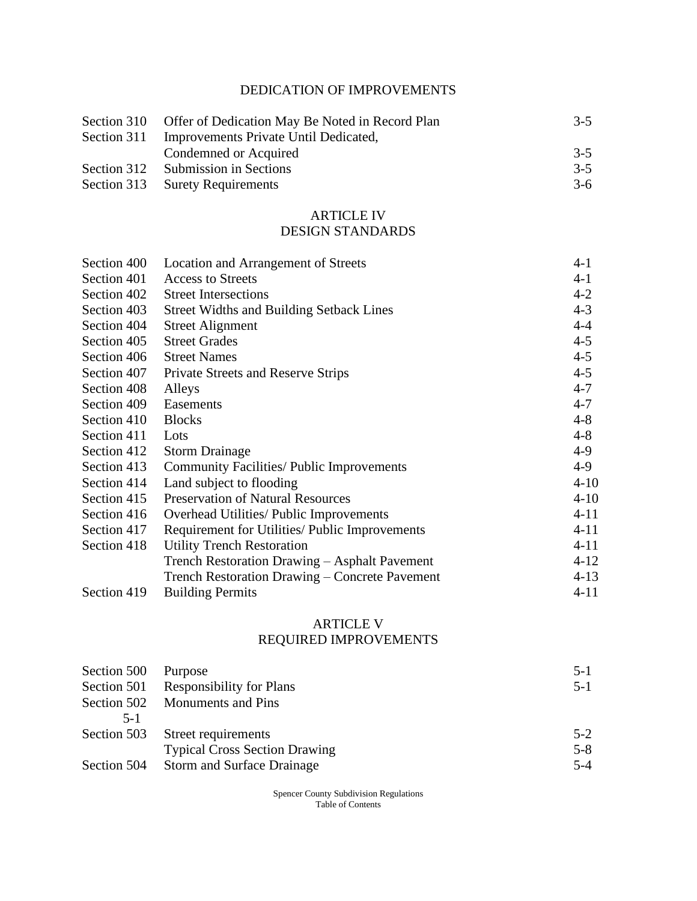## DEDICATION OF IMPROVEMENTS

| | | |
|---|---|---|
| Section 310 | Offer of Dedication May Be Noted in Record Plan | 3-5 |
| Section 311 | Improvements Private Until Dedicated, Condemned or Acquired | 3-5 |
| Section 312 | Submission in Sections | 3-5 |
| Section 313 | Surety Requirements | 3-6 |

## ARTICLE IV
## DESIGN STANDARDS

| | | |
|---|---|---|
| Section 400 | Location and Arrangement of Streets | 4-1 |
| Section 401 | Access to Streets | 4-1 |
| Section 402 | Street Intersections | 4-2 |
| Section 403 | Street Widths and Building Setback Lines | 4-3 |
| Section 404 | Street Alignment | 4-4 |
| Section 405 | Street Grades | 4-5 |
| Section 406 | Street Names | 4-5 |
| Section 407 | Private Streets and Reserve Strips | 4-5 |
| Section 408 | Alleys | 4-7 |
| Section 409 | Easements | 4-7 |
| Section 410 | Blocks | 4-8 |
| Section 411 | Lots | 4-8 |
| Section 412 | Storm Drainage | 4-9 |
| Section 413 | Community Facilities/ Public Improvements | 4-9 |
| Section 414 | Land subject to flooding | 4-10 |
| Section 415 | Preservation of Natural Resources | 4-10 |
| Section 416 | Overhead Utilities/ Public Improvements | 4-11 |
| Section 417 | Requirement for Utilities/ Public Improvements | 4-11 |
| Section 418 | Utility Trench Restoration | 4-11 |
| | Trench Restoration Drawing – Asphalt Pavement | 4-12 |
| | Trench Restoration Drawing – Concrete Pavement | 4-13 |
| Section 419 | Building Permits | 4-11 |

## ARTICLE V
## REQUIRED IMPROVEMENTS

| | | |
|---|---|---|
| Section 500 | Purpose | 5-1 |
| Section 501 | Responsibility for Plans | 5-1 |
| Section 502 | Monuments and Pins | 5-1 |
| Section 503 | Street requirements | 5-2 |
| | Typical Cross Section Drawing | 5-8 |
| Section 504 | Storm and Surface Drainage | 5-4 |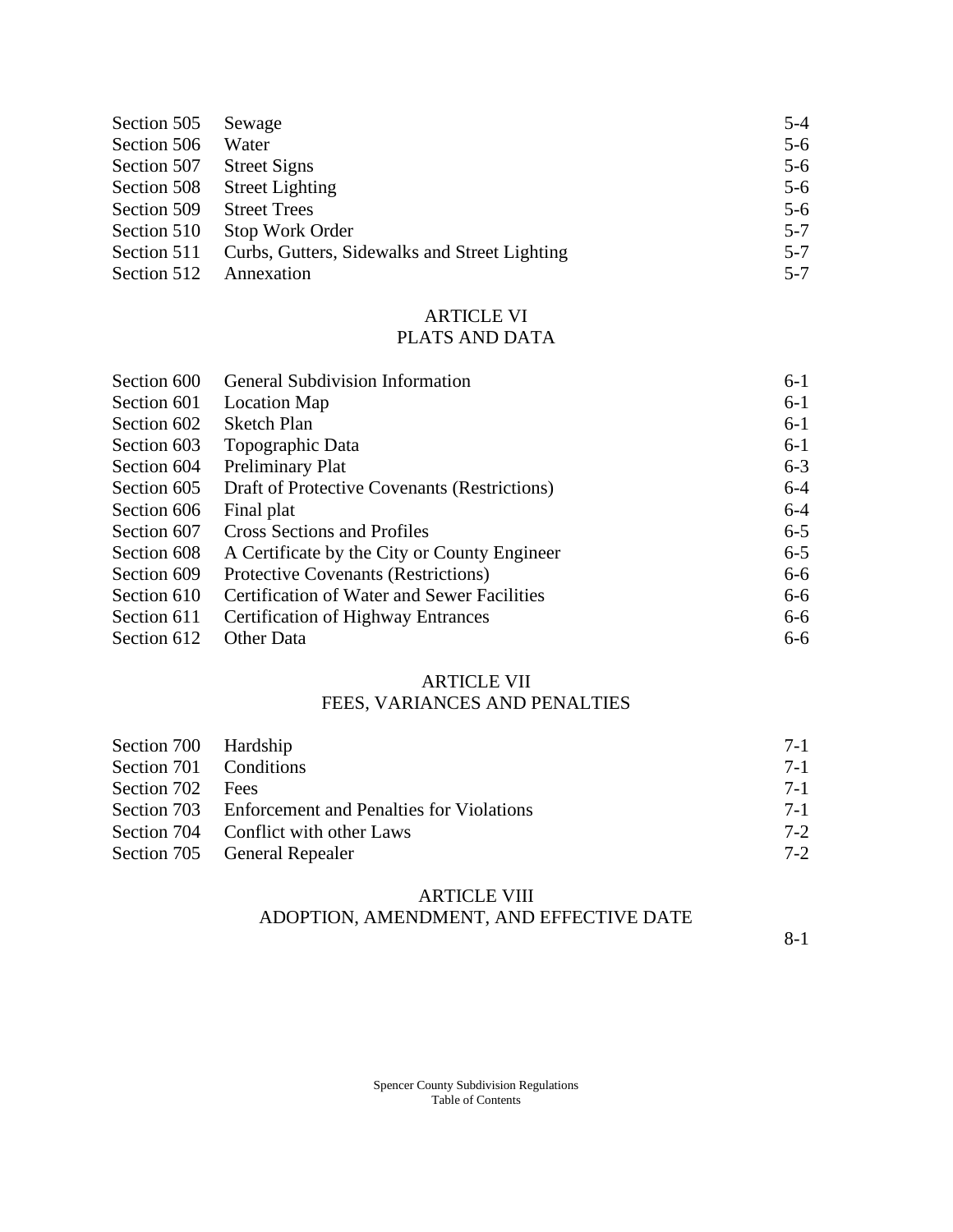| | | |
|---|---|---|
| Section 505 | Sewage | 5-4 |
| Section 506 | Water | 5-6 |
| Section 507 | Street Signs | 5-6 |
| Section 508 | Street Lighting | 5-6 |
| Section 509 | Street Trees | 5-6 |
| Section 510 | Stop Work Order | 5-7 |
| Section 511 | Curbs, Gutters, Sidewalks and Street Lighting | 5-7 |
| Section 512 | Annexation | 5-7 |

## ARTICLE VI
## PLATS AND DATA

| | | |
|---|---|---|
| Section 600 | General Subdivision Information | 6-1 |
| Section 601 | Location Map | 6-1 |
| Section 602 | Sketch Plan | 6-1 |
| Section 603 | Topographic Data | 6-1 |
| Section 604 | Preliminary Plat | 6-3 |
| Section 605 | Draft of Protective Covenants (Restrictions) | 6-4 |
| Section 606 | Final plat | 6-4 |
| Section 607 | Cross Sections and Profiles | 6-5 |
| Section 608 | A Certificate by the City or County Engineer | 6-5 |
| Section 609 | Protective Covenants (Restrictions) | 6-6 |
| Section 610 | Certification of Water and Sewer Facilities | 6-6 |
| Section 611 | Certification of Highway Entrances | 6-6 |
| Section 612 | Other Data | 6-6 |

## ARTICLE VII
## FEES, VARIANCES AND PENALTIES

| | | |
|---|---|---|
| Section 700 | Hardship | 7-1 |
| Section 701 | Conditions | 7-1 |
| Section 702 | Fees | 7-1 |
| Section 703 | Enforcement and Penalties for Violations | 7-1 |
| Section 704 | Conflict with other Laws | 7-2 |
| Section 705 | General Repealer | 7-2 |

## ARTICLE VIII
## ADOPTION, AMENDMENT, AND EFFECTIVE DATE

8-1